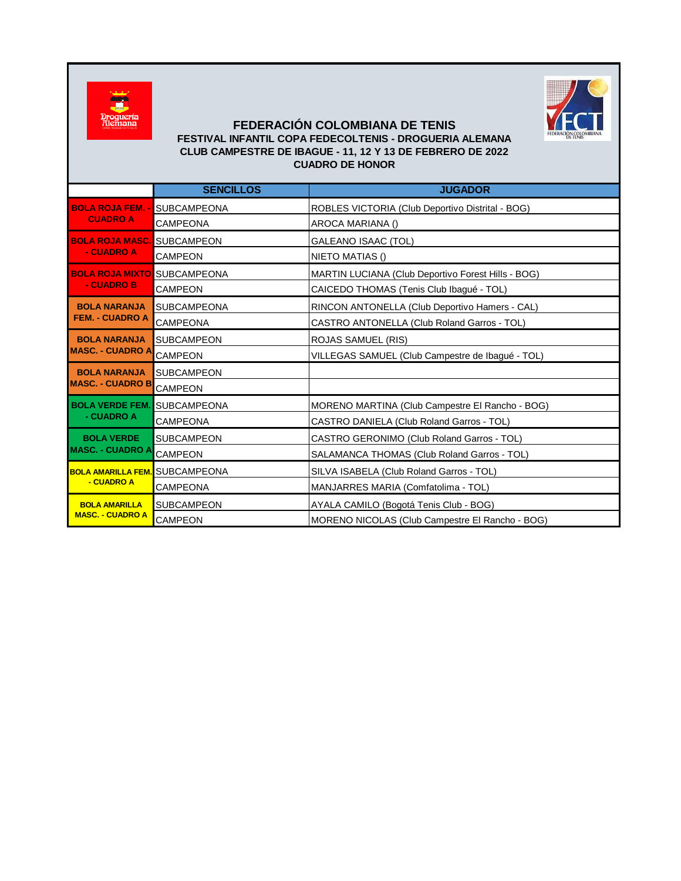## FEDERACIÓN COLOMBIANA DE TENIS

**FESTIVAL INFANTIL COPA FEDECOLTENIS - DROGUERIA ALEMANA**

**CLUB CAMPESTRE DE IBAGUE - 11, 12 Y 13 DE FEBRERO DE 2022**

**CUADRO DE HONOR**

| | SENCILLOS | JUGADOR |
|---|---|---|
| BOLA ROJA FEM. - CUADRO A | SUBCAMPEONA | ROBLES VICTORIA (Club Deportivo Distrital - BOG) |
| | CAMPEONA | AROCA MARIANA () |
| BOLA ROJA MASC. - CUADRO A | SUBCAMPEON | GALEANO ISAAC (TOL) |
| | CAMPEON | NIETO MATIAS () |
| BOLA ROJA MIXTO - CUADRO B | SUBCAMPEONA | MARTIN LUCIANA (Club Deportivo Forest Hills - BOG) |
| | CAMPEON | CAICEDO THOMAS (Tenis Club Ibagué - TOL) |
| BOLA NARANJA FEM. - CUADRO A | SUBCAMPEONA | RINCON ANTONELLA (Club Deportivo Hamers - CAL) |
| | CAMPEONA | CASTRO ANTONELLA (Club Roland Garros - TOL) |
| BOLA NARANJA MASC. - CUADRO A | SUBCAMPEON | ROJAS SAMUEL (RIS) |
| | CAMPEON | VILLEGAS SAMUEL (Club Campestre de Ibagué - TOL) |
| BOLA NARANJA MASC. - CUADRO B | SUBCAMPEON | |
| | CAMPEON | |
| BOLA VERDE FEM. - CUADRO A | SUBCAMPEONA | MORENO MARTINA (Club Campestre El Rancho - BOG) |
| | CAMPEONA | CASTRO DANIELA (Club Roland Garros - TOL) |
| BOLA VERDE MASC. - CUADRO A | SUBCAMPEON | CASTRO GERONIMO (Club Roland Garros - TOL) |
| | CAMPEON | SALAMANCA THOMAS (Club Roland Garros - TOL) |
| BOLA AMARILLA FEM. - CUADRO A | SUBCAMPEONA | SILVA ISABELA (Club Roland Garros - TOL) |
| | CAMPEONA | MANJARRES MARIA (Comfatolima - TOL) |
| BOLA AMARILLA MASC. - CUADRO A | SUBCAMPEON | AYALA CAMILO (Bogotá Tenis Club - BOG) |
| | CAMPEON | MORENO NICOLAS (Club Campestre El Rancho - BOG) |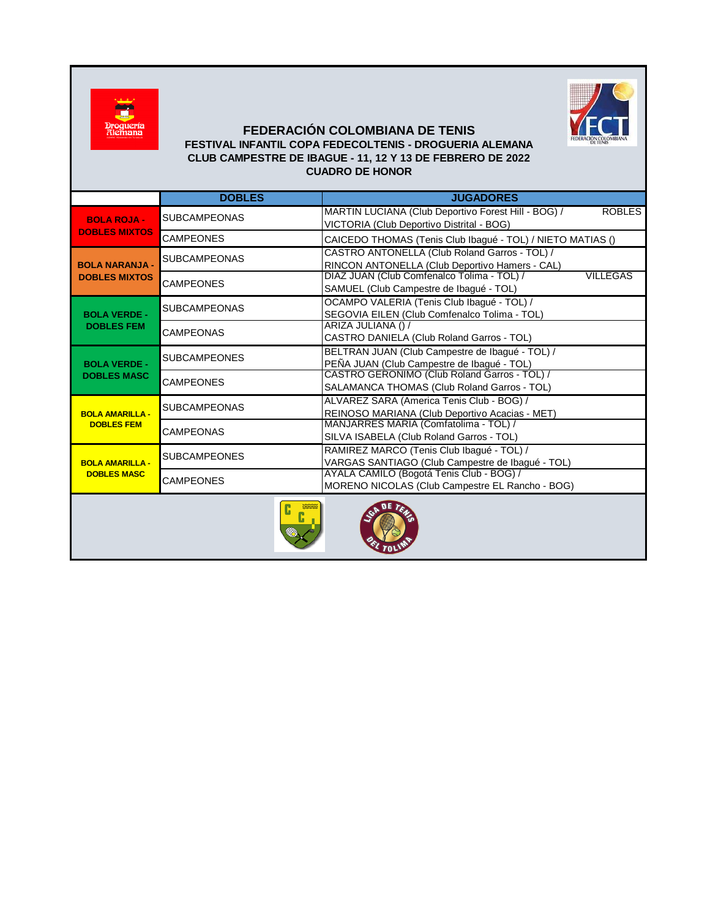## FEDERACIÓN COLOMBIANA DE TENIS

**FESTIVAL INFANTIL COPA FEDECOLTENIS - DROGUERIA ALEMANA**
**CLUB CAMPESTRE DE IBAGUE - 11, 12 Y 13 DE FEBRERO DE 2022**
**CUADRO DE HONOR**

| | DOBLES | JUGADORES |
|---|---|---|
| **BOLA ROJA - DOBLES MIXTOS** | SUBCAMPEONAS | MARTIN LUCIANA (Club Deportivo Forest Hill - BOG) / ROBLES VICTORIA (Club Deportivo Distrital - BOG) |
| | CAMPEONES | CAICEDO THOMAS (Tenis Club Ibagué - TOL) / NIETO MATIAS () |
| **BOLA NARANJA - DOBLES MIXTOS** | SUBCAMPEONAS | CASTRO ANTONELLA (Club Roland Garros - TOL) / RINCON ANTONELLA (Club Deportivo Hamers - CAL) |
| | CAMPEONES | DIAZ JUAN (Club Comfenalco Tolima - TOL) / VILLEGAS SAMUEL (Club Campestre de Ibagué - TOL) |
| **BOLA VERDE - DOBLES FEM** | SUBCAMPEONAS | OCAMPO VALERIA (Tenis Club Ibagué - TOL) / SEGOVIA EILEN (Club Comfenalco Tolima - TOL) |
| | CAMPEONAS | ARIZA JULIANA () / CASTRO DANIELA (Club Roland Garros - TOL) |
| **BOLA VERDE - DOBLES MASC** | SUBCAMPEONES | BELTRAN JUAN (Club Campestre de Ibagué - TOL) / PEÑA JUAN (Club Campestre de Ibagué - TOL) |
| | CAMPEONES | CASTRO GERONIMO (Club Roland Garros - TOL) / SALAMANCA THOMAS (Club Roland Garros - TOL) |
| **BOLA AMARILLA - DOBLES FEM** | SUBCAMPEONAS | ALVAREZ SARA (America Tenis Club - BOG) / REINOSO MARIANA (Club Deportivo Acacias - MET) |
| | CAMPEONAS | MANJARRES MARIA (Comfatolima - TOL) / SILVA ISABELA (Club Roland Garros - TOL) |
| **BOLA AMARILLA - DOBLES MASC** | SUBCAMPEONES | RAMIREZ MARCO (Tenis Club Ibagué - TOL) / VARGAS SANTIAGO (Club Campestre de Ibagué - TOL) |
| | CAMPEONES | AYALA CAMILO (Bogotá Tenis Club - BOG) / MORENO NICOLAS (Club Campestre EL Rancho - BOG) |